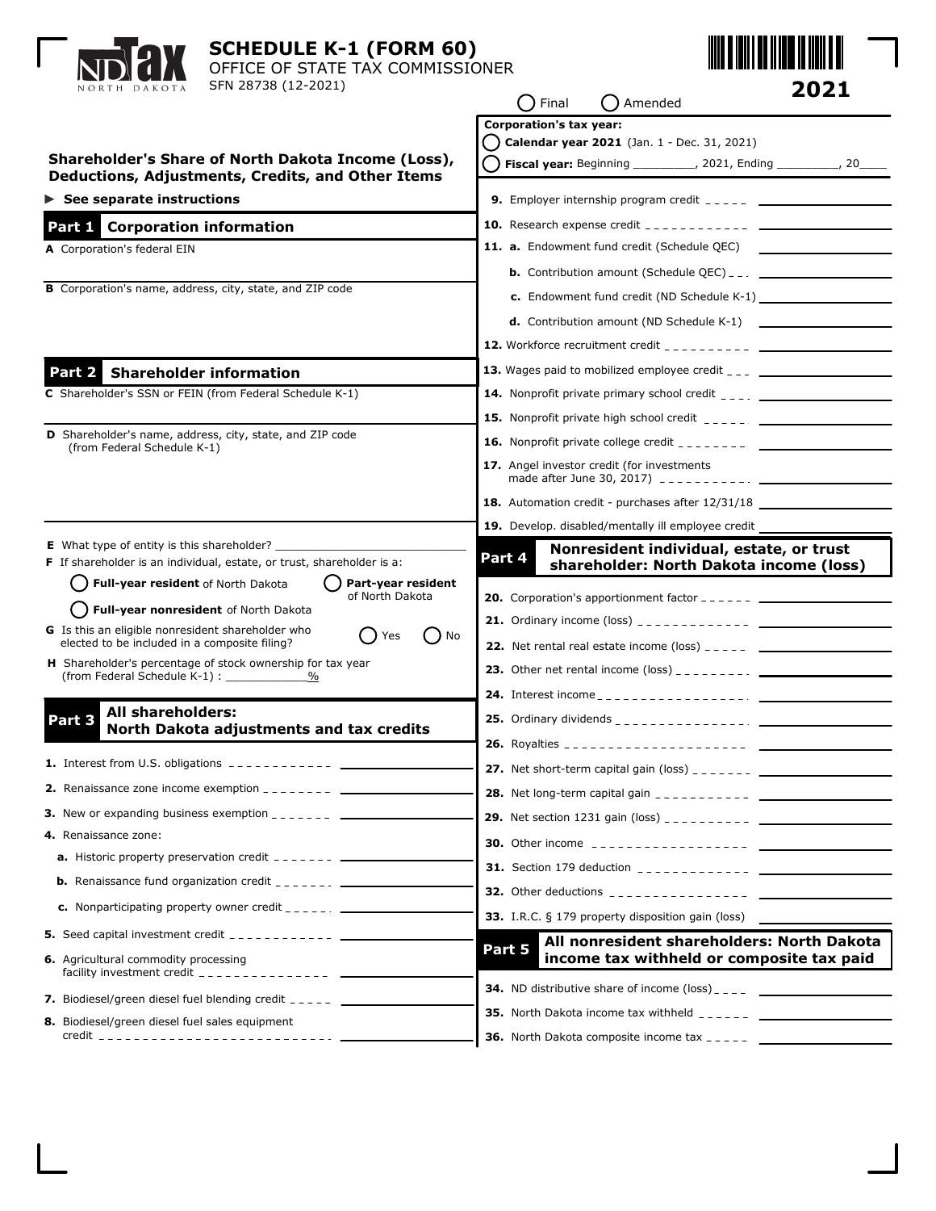# SCHEDULE K-1 (FORM 60)

OFFICE OF STATE TAX COMMISSIONER

SFN 28738 (12-2021)

**2021**

◯ Final ◯ Amended

## Shareholder's Share of North Dakota Income (Loss), Deductions, Adjustments, Credits, and Other Items

► **See separate instructions**

**Corporation's tax year:**

◯ **Calendar year 2021** (Jan. 1 - Dec. 31, 2021)

◯ **Fiscal year:** Beginning _________, 2021, Ending _________, 20____

## Part 1 Corporation information

**A** Corporation's federal EIN

**B** Corporation's name, address, city, state, and ZIP code

## Part 2 Shareholder information

**C** Shareholder's SSN or FEIN (from Federal Schedule K-1)

**D** Shareholder's name, address, city, state, and ZIP code (from Federal Schedule K-1)

**E** What type of entity is this shareholder? ___________________________

**F** If shareholder is an individual, estate, or trust, shareholder is a:

◯ **Full-year resident** of North Dakota ◯ **Part-year resident** of North Dakota

◯ **Full-year nonresident** of North Dakota

**G** Is this an eligible nonresident shareholder who elected to be included in a composite filing? ◯ Yes ◯ No

**H** Shareholder's percentage of stock ownership for tax year (from Federal Schedule K-1) : ____________%

## Part 3 All shareholders: North Dakota adjustments and tax credits

**1.** Interest from U.S. obligations ____________

**2.** Renaissance zone income exemption ____________

**3.** New or expanding business exemption ____________

**4.** Renaissance zone:

- **a.** Historic property preservation credit ____________
- **b.** Renaissance fund organization credit ____________
- **c.** Nonparticipating property owner credit ____________

**5.** Seed capital investment credit ____________

**6.** Agricultural commodity processing facility investment credit ____________

**7.** Biodiesel/green diesel fuel blending credit ____________

**8.** Biodiesel/green diesel fuel sales equipment credit ____________

**9.** Employer internship program credit ____________

**10.** Research expense credit ____________

**11.**
- **a.** Endowment fund credit (Schedule QEC) ____________
- **b.** Contribution amount (Schedule QEC) ____________
- **c.** Endowment fund credit (ND Schedule K-1) ____________
- **d.** Contribution amount (ND Schedule K-1) ____________

**12.** Workforce recruitment credit ____________

**13.** Wages paid to mobilized employee credit ____________

**14.** Nonprofit private primary school credit ____________

**15.** Nonprofit private high school credit ____________

**16.** Nonprofit private college credit ____________

**17.** Angel investor credit (for investments made after June 30, 2017) ____________

**18.** Automation credit - purchases after 12/31/18 ____________

**19.** Develop. disabled/mentally ill employee credit ____________

## Part 4 Nonresident individual, estate, or trust shareholder: North Dakota income (loss)

**20.** Corporation's apportionment factor ____________

**21.** Ordinary income (loss) ____________

**22.** Net rental real estate income (loss) ____________

**23.** Other net rental income (loss) ____________

**24.** Interest income ____________

**25.** Ordinary dividends ____________

**26.** Royalties ____________

**27.** Net short-term capital gain (loss) ____________

**28.** Net long-term capital gain ____________

**29.** Net section 1231 gain (loss) ____________

**30.** Other income ____________

**31.** Section 179 deduction ____________

**32.** Other deductions ____________

**33.** I.R.C. § 179 property disposition gain (loss) ____________

## Part 5 All nonresident shareholders: North Dakota income tax withheld or composite tax paid

**34.** ND distributive share of income (loss) ____________

**35.** North Dakota income tax withheld ____________

**36.** North Dakota composite income tax ____________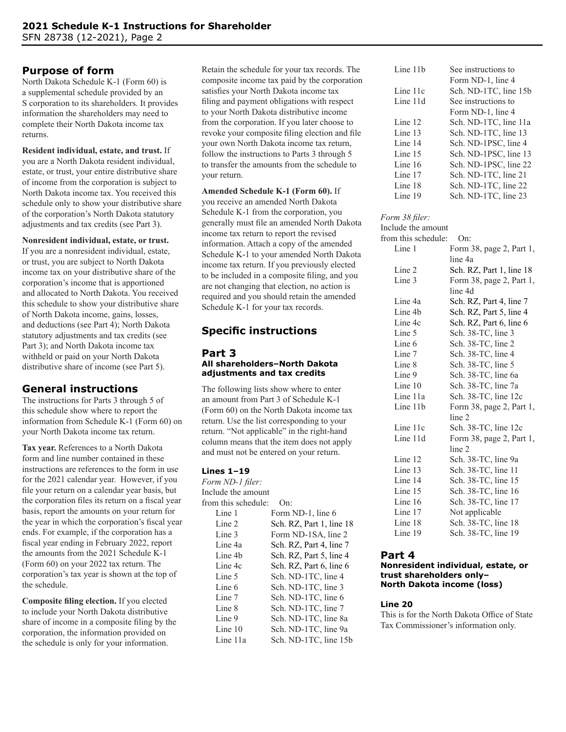## Purpose of form

North Dakota Schedule K-1 (Form 60) is a supplemental schedule provided by an S corporation to its shareholders. It provides information the shareholders may need to complete their North Dakota income tax returns.

**Resident individual, estate, and trust.** If you are a North Dakota resident individual, estate, or trust, your entire distributive share of income from the corporation is subject to North Dakota income tax. You received this schedule only to show your distributive share of the corporation's North Dakota statutory adjustments and tax credits (see Part 3).

**Nonresident individual, estate, or trust.** If you are a nonresident individual, estate, or trust, you are subject to North Dakota income tax on your distributive share of the corporation's income that is apportioned and allocated to North Dakota. You received this schedule to show your distributive share of North Dakota income, gains, losses, and deductions (see Part 4); North Dakota statutory adjustments and tax credits (see Part 3); and North Dakota income tax withheld or paid on your North Dakota distributive share of income (see Part 5).

## General instructions

The instructions for Parts 3 through 5 of this schedule show where to report the information from Schedule K-1 (Form 60) on your North Dakota income tax return.

**Tax year.** References to a North Dakota form and line number contained in these instructions are references to the form in use for the 2021 calendar year. However, if you file your return on a calendar year basis, but the corporation files its return on a fiscal year basis, report the amounts on your return for the year in which the corporation's fiscal year ends. For example, if the corporation has a fiscal year ending in February 2022, report the amounts from the 2021 Schedule K-1 (Form 60) on your 2022 tax return. The corporation's tax year is shown at the top of the schedule.

**Composite filing election.** If you elected to include your North Dakota distributive share of income in a composite filing by the corporation, the information provided on the schedule is only for your information. Retain the schedule for your tax records. The composite income tax paid by the corporation satisfies your North Dakota income tax filing and payment obligations with respect to your North Dakota distributive income from the corporation. If you later choose to revoke your composite filing election and file your own North Dakota income tax return, follow the instructions to Parts 3 through 5 to transfer the amounts from the schedule to your return.

**Amended Schedule K-1 (Form 60).** If you receive an amended North Dakota Schedule K-1 from the corporation, you generally must file an amended North Dakota income tax return to report the revised information. Attach a copy of the amended Schedule K-1 to your amended North Dakota income tax return. If you previously elected to be included in a composite filing, and you are not changing that election, no action is required and you should retain the amended Schedule K-1 for your tax records.

## Specific instructions

### Part 3
#### All shareholders–North Dakota adjustments and tax credits

The following lists show where to enter an amount from Part 3 of Schedule K-1 (Form 60) on the North Dakota income tax return. Use the list corresponding to your return. "Not applicable" in the right-hand column means that the item does not apply and must not be entered on your return.

#### Lines 1–19

*Form ND-1 filer:*

| Include the amount from this schedule: | On: |
|---|---|
| Line 1 | Form ND-1, line 6 |
| Line 2 | Sch. RZ, Part 1, line 18 |
| Line 3 | Form ND-1SA, line 2 |
| Line 4a | Sch. RZ, Part 4, line 7 |
| Line 4b | Sch. RZ, Part 5, line 4 |
| Line 4c | Sch. RZ, Part 6, line 6 |
| Line 5 | Sch. ND-1TC, line 4 |
| Line 6 | Sch. ND-1TC, line 3 |
| Line 7 | Sch. ND-1TC, line 6 |
| Line 8 | Sch. ND-1TC, line 7 |
| Line 9 | Sch. ND-1TC, line 8a |
| Line 10 | Sch. ND-1TC, line 9a |
| Line 11a | Sch. ND-1TC, line 15b |
| Line 11b | See instructions to Form ND-1, line 4 |
| Line 11c | Sch. ND-1TC, line 15b |
| Line 11d | See instructions to Form ND-1, line 4 |
| Line 12 | Sch. ND-1TC, line 11a |
| Line 13 | Sch. ND-1TC, line 13 |
| Line 14 | Sch. ND-1PSC, line 4 |
| Line 15 | Sch. ND-1PSC, line 13 |
| Line 16 | Sch. ND-1PSC, line 22 |
| Line 17 | Sch. ND-1TC, line 21 |
| Line 18 | Sch. ND-1TC, line 22 |
| Line 19 | Sch. ND-1TC, line 23 |

*Form 38 filer:*

| Include the amount from this schedule: | On: |
|---|---|
| Line 1 | Form 38, page 2, Part 1, line 4a |
| Line 2 | Sch. RZ, Part 1, line 18 |
| Line 3 | Form 38, page 2, Part 1, line 4d |
| Line 4a | Sch. RZ, Part 4, line 7 |
| Line 4b | Sch. RZ, Part 5, line 4 |
| Line 4c | Sch. RZ, Part 6, line 6 |
| Line 5 | Sch. 38-TC, line 3 |
| Line 6 | Sch. 38-TC, line 2 |
| Line 7 | Sch. 38-TC, line 4 |
| Line 8 | Sch. 38-TC, line 5 |
| Line 9 | Sch. 38-TC, line 6a |
| Line 10 | Sch. 38-TC, line 7a |
| Line 11a | Sch. 38-TC, line 12c |
| Line 11b | Form 38, page 2, Part 1, line 2 |
| Line 11c | Sch. 38-TC, line 12c |
| Line 11d | Form 38, page 2, Part 1, line 2 |
| Line 12 | Sch. 38-TC, line 9a |
| Line 13 | Sch. 38-TC, line 11 |
| Line 14 | Sch. 38-TC, line 15 |
| Line 15 | Sch. 38-TC, line 16 |
| Line 16 | Sch. 38-TC, line 17 |
| Line 17 | Not applicable |
| Line 18 | Sch. 38-TC, line 18 |
| Line 19 | Sch. 38-TC, line 19 |

### Part 4
#### Nonresident individual, estate, or trust shareholders only– North Dakota income (loss)

#### Line 20

This is for the North Dakota Office of State Tax Commissioner's information only.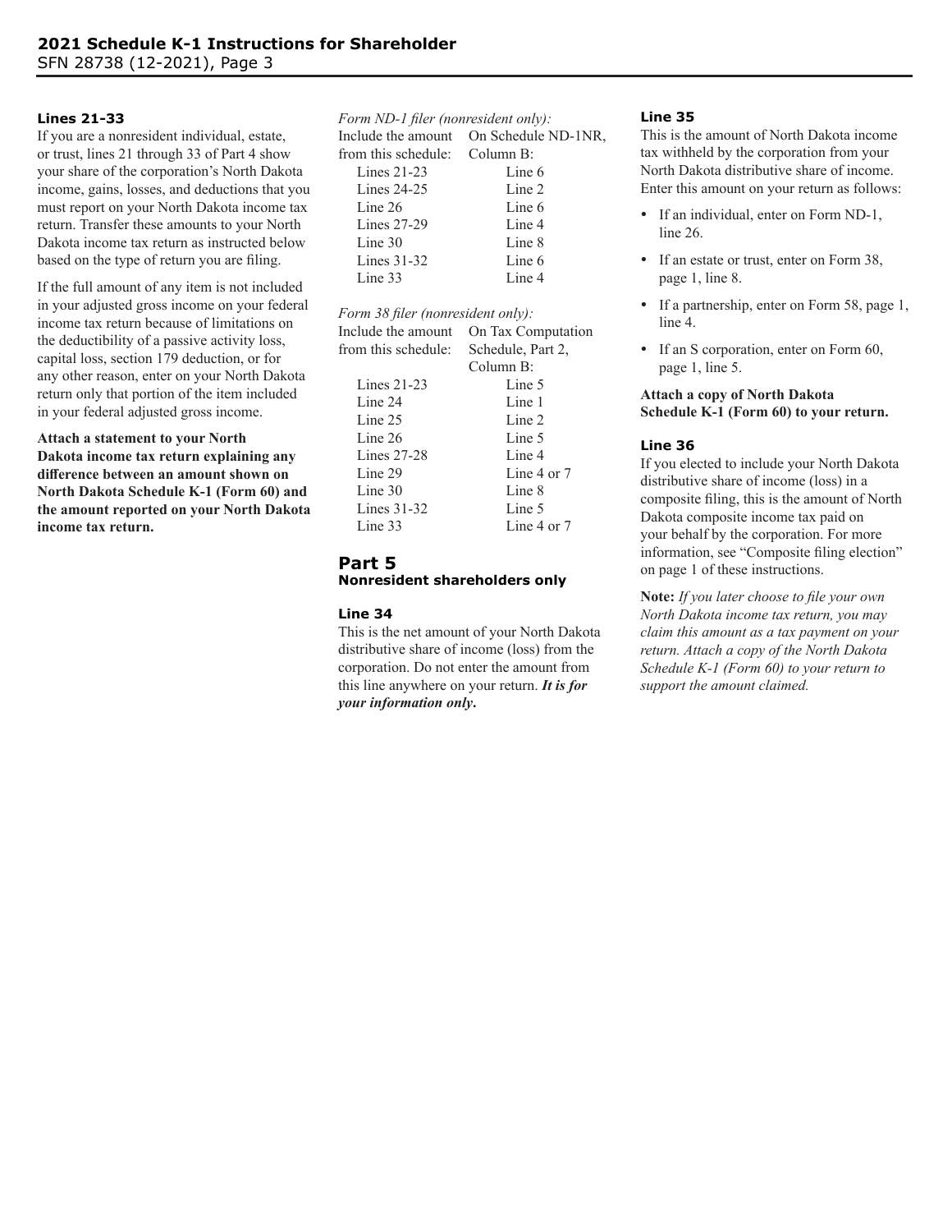### Lines 21-33

If you are a nonresident individual, estate, or trust, lines 21 through 33 of Part 4 show your share of the corporation's North Dakota income, gains, losses, and deductions that you must report on your North Dakota income tax return. Transfer these amounts to your North Dakota income tax return as instructed below based on the type of return you are filing.

If the full amount of any item is not included in your adjusted gross income on your federal income tax return because of limitations on the deductibility of a passive activity loss, capital loss, section 179 deduction, or for any other reason, enter on your North Dakota return only that portion of the item included in your federal adjusted gross income.

**Attach a statement to your North Dakota income tax return explaining any difference between an amount shown on North Dakota Schedule K-1 (Form 60) and the amount reported on your North Dakota income tax return.**

*Form ND-1 filer (nonresident only):*

| Include the amount from this schedule: | On Schedule ND-1NR, Column B: |
|---|---|
| Lines 21-23 | Line 6 |
| Lines 24-25 | Line 2 |
| Line 26 | Line 6 |
| Lines 27-29 | Line 4 |
| Line 30 | Line 8 |
| Lines 31-32 | Line 6 |
| Line 33 | Line 4 |

*Form 38 filer (nonresident only):*

| Include the amount from this schedule: | On Tax Computation Schedule, Part 2, Column B: |
|---|---|
| Lines 21-23 | Line 5 |
| Line 24 | Line 1 |
| Line 25 | Line 2 |
| Line 26 | Line 5 |
| Lines 27-28 | Line 4 |
| Line 29 | Line 4 or 7 |
| Line 30 | Line 8 |
| Lines 31-32 | Line 5 |
| Line 33 | Line 4 or 7 |

## Part 5
### Nonresident shareholders only

### Line 34

This is the net amount of your North Dakota distributive share of income (loss) from the corporation. Do not enter the amount from this line anywhere on your return. ***It is for your information only.***

### Line 35

This is the amount of North Dakota income tax withheld by the corporation from your North Dakota distributive share of income. Enter this amount on your return as follows:

- If an individual, enter on Form ND-1, line 26.
- If an estate or trust, enter on Form 38, page 1, line 8.
- If a partnership, enter on Form 58, page 1, line 4.
- If an S corporation, enter on Form 60, page 1, line 5.

**Attach a copy of North Dakota Schedule K-1 (Form 60) to your return.**

### Line 36

If you elected to include your North Dakota distributive share of income (loss) in a composite filing, this is the amount of North Dakota composite income tax paid on your behalf by the corporation. For more information, see "Composite filing election" on page 1 of these instructions.

**Note:** *If you later choose to file your own North Dakota income tax return, you may claim this amount as a tax payment on your return. Attach a copy of the North Dakota Schedule K-1 (Form 60) to your return to support the amount claimed.*